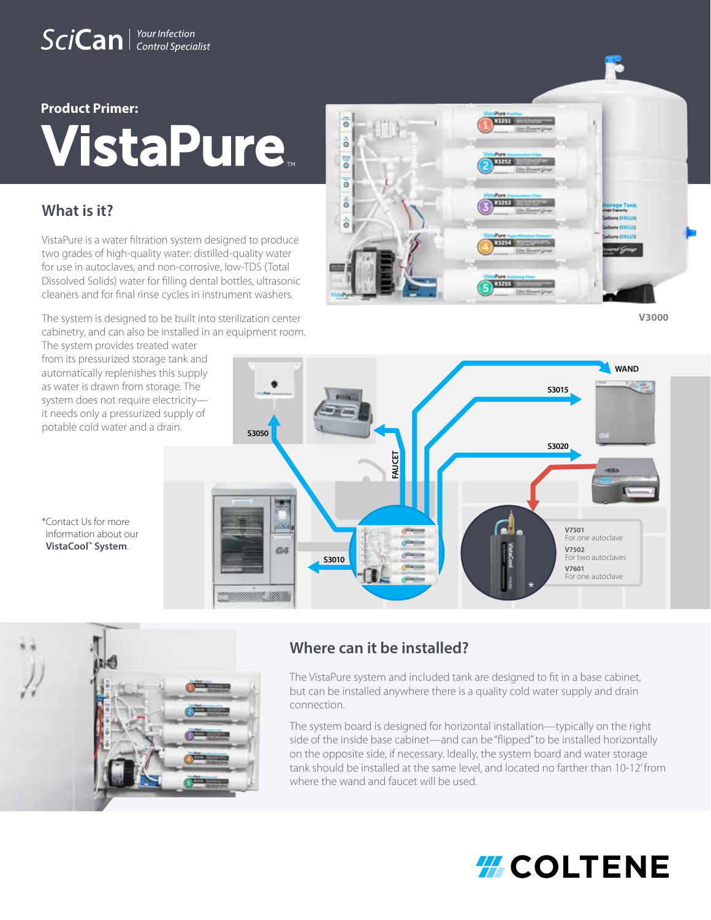SciCan | Your Infection Control Specialist

**Product Primer:**

# VistaPure™

## What is it?

VistaPure is a water filtration system designed to produce two grades of high-quality water: distilled-quality water for use in autoclaves, and non-corrosive, low-TDS (Total Dissolved Solids) water for filling dental bottles, ultrasonic cleaners and for final rinse cycles in instrument washers.

The system is designed to be built into sterilization center cabinetry, and can also be installed in an equipment room. The system provides treated water from its pressurized storage tank and automatically replenishes this supply as water is drawn from storage. The system does not require electricity—it needs only a pressurized supply of potable cold water and a drain.

V3000

WAND

S3015

S3020

S3050

FAUCET

S3010

V7501
For one autoclave

V7502
For two autoclaves

V7601
For one autoclave

*Contact Us for more information about our **VistaCool™ System**.

## Where can it be installed?

The VistaPure system and included tank are designed to fit in a base cabinet, but can be installed anywhere there is a quality cold water supply and drain connection.

The system board is designed for horizontal installation—typically on the right side of the inside base cabinet—and can be "flipped" to be installed horizontally on the opposite side, if necessary. Ideally, the system board and water storage tank should be installed at the same level, and located no farther than 10-12' from where the wand and faucet will be used.

COLTENE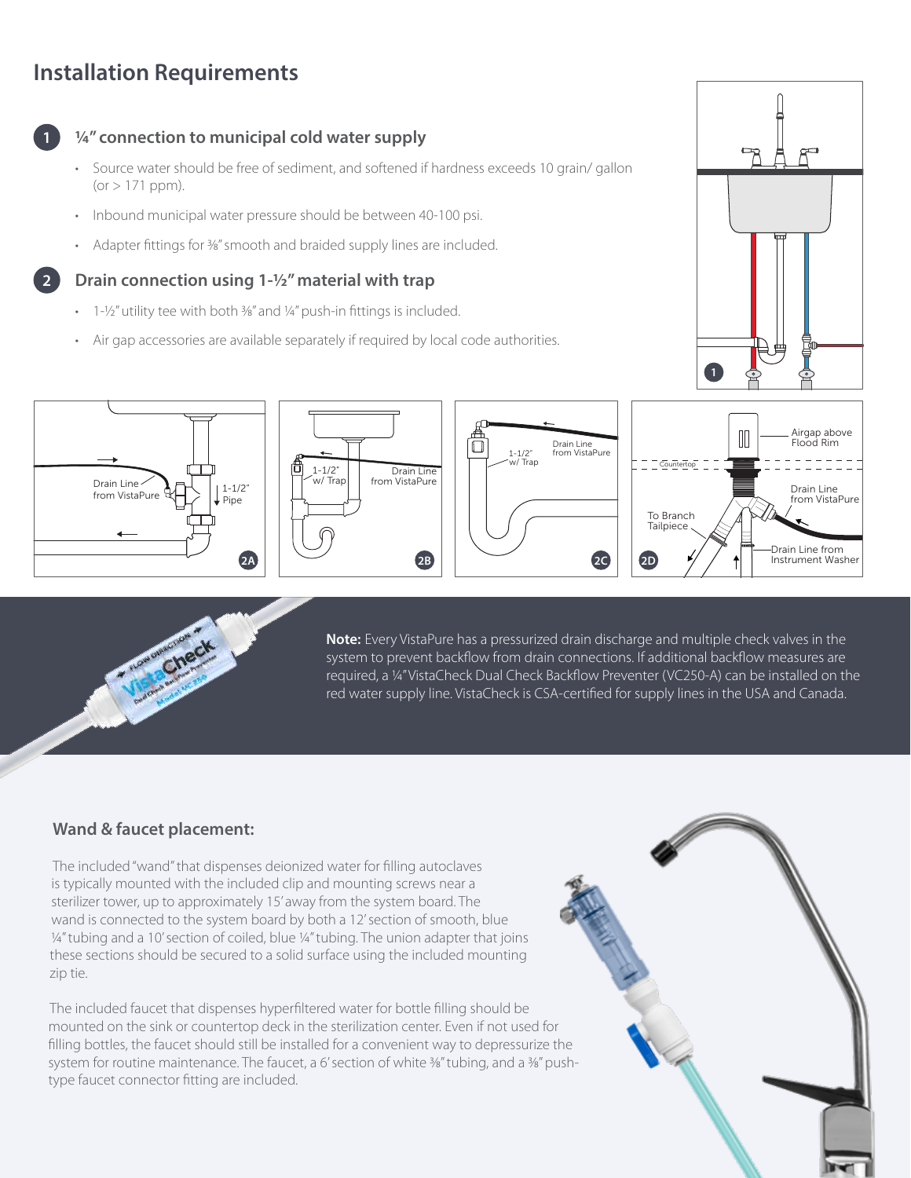## Installation Requirements

### 1 ¼" connection to municipal cold water supply

- Source water should be free of sediment, and softened if hardness exceeds 10 grain/ gallon (or > 171 ppm).
- Inbound municipal water pressure should be between 40-100 psi.
- Adapter fittings for ⅜" smooth and braided supply lines are included.

### 2 Drain connection using 1-½" material with trap

- 1-½" utility tee with both ⅜" and ¼" push-in fittings is included.
- Air gap accessories are available separately if required by local code authorities.

1

Drain Line from VistaPure

1-1/2" Pipe

2A

1-1/2" w/ Trap

Drain Line from VistaPure

2B

1-1/2" w/ Trap

Drain Line from VistaPure

2C

Airgap above Flood Rim

Countertop

Drain Line from VistaPure

To Branch Tailpiece

Drain Line from Instrument Washer

2D

**Note:** Every VistaPure has a pressurized drain discharge and multiple check valves in the system to prevent backflow from drain connections. If additional backflow measures are required, a ¼" VistaCheck Dual Check Backflow Preventer (VC250-A) can be installed on the red water supply line. VistaCheck is CSA-certified for supply lines in the USA and Canada.

### Wand & faucet placement:

The included "wand" that dispenses deionized water for filling autoclaves is typically mounted with the included clip and mounting screws near a sterilizer tower, up to approximately 15' away from the system board. The wand is connected to the system board by both a 12' section of smooth, blue ¼" tubing and a 10' section of coiled, blue ¼" tubing. The union adapter that joins these sections should be secured to a solid surface using the included mounting zip tie.

The included faucet that dispenses hyperfiltered water for bottle filling should be mounted on the sink or countertop deck in the sterilization center. Even if not used for filling bottles, the faucet should still be installed for a convenient way to depressurize the system for routine maintenance. The faucet, a 6' section of white ⅜" tubing, and a ⅜" push-type faucet connector fitting are included.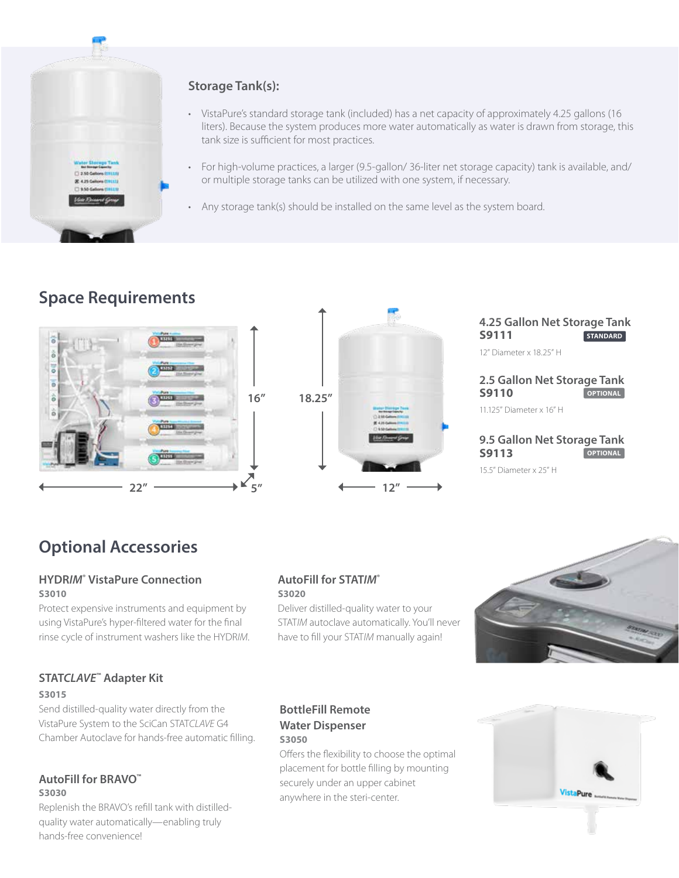### Storage Tank(s):

- VistaPure's standard storage tank (included) has a net capacity of approximately 4.25 gallons (16 liters). Because the system produces more water automatically as water is drawn from storage, this tank size is sufficient for most practices.
- For high-volume practices, a larger (9.5-gallon/ 36-liter net storage capacity) tank is available, and/ or multiple storage tanks can be utilized with one system, if necessary.
- Any storage tank(s) should be installed on the same level as the system board.

## Space Requirements

16″ 22″ 5″ 18.25″ 12″

**4.25 Gallon Net Storage Tank**
**S9111** STANDARD
12″ Diameter x 18.25″ H

**2.5 Gallon Net Storage Tank**
**S9110** OPTIONAL
11.125″ Diameter x 16″ H

**9.5 Gallon Net Storage Tank**
**S9113** OPTIONAL
15.5″ Diameter x 25″ H

## Optional Accessories

### HYDR*IM*® VistaPure Connection
**S3010**
Protect expensive instruments and equipment by using VistaPure's hyper-filtered water for the final rinse cycle of instrument washers like the HYDR*IM*.

### STAT*CLAVE*™ Adapter Kit
**S3015**
Send distilled-quality water directly from the VistaPure System to the SciCan STAT*CLAVE* G4 Chamber Autoclave for hands-free automatic filling.

### AutoFill for BRAVO™
**S3030**
Replenish the BRAVO's refill tank with distilled-quality water automatically—enabling truly hands-free convenience!

### AutoFill for STAT*IM*®
**S3020**
Deliver distilled-quality water to your STAT*IM* autoclave automatically. You'll never have to fill your STAT*IM* manually again!

### BottleFill Remote Water Dispenser
**S3050**
Offers the flexibility to choose the optimal placement for bottle filling by mounting securely under an upper cabinet anywhere in the steri-center.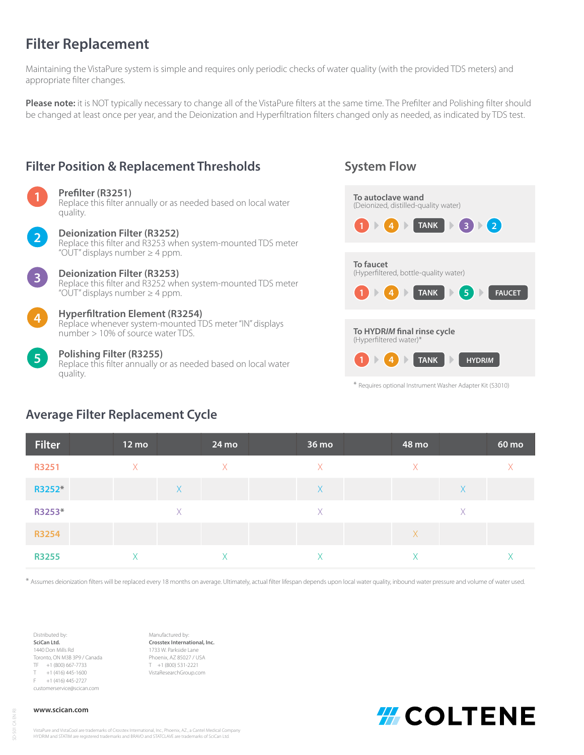# Filter Replacement

Maintaining the VistaPure system is simple and requires only periodic checks of water quality (with the provided TDS meters) and appropriate filter changes.

**Please note:** it is NOT typically necessary to change all of the VistaPure filters at the same time. The Prefilter and Polishing filter should be changed at least once per year, and the Deionization and Hyperfiltration filters changed only as needed, as indicated by TDS test.

## Filter Position & Replacement Thresholds

1. **Prefilter (R3251)**
   Replace this filter annually or as needed based on local water quality.
2. **Deionization Filter (R3252)**
   Replace this filter and R3253 when system-mounted TDS meter "OUT" displays number ≥ 4 ppm.
3. **Deionization Filter (R3253)**
   Replace this filter and R3252 when system-mounted TDS meter "OUT" displays number ≥ 4 ppm.
4. **Hyperfiltration Element (R3254)**
   Replace whenever system-mounted TDS meter "IN" displays number > 10% of source water TDS.
5. **Polishing Filter (R3255)**
   Replace this filter annually or as needed based on local water quality.

## System Flow

**To autoclave wand**
(Deionized, distilled-quality water)

1 ▸ 4 ▸ TANK ▸ 3 ▸ 2

**To faucet**
(Hyperfiltered, bottle-quality water)

1 ▸ 4 ▸ TANK ▸ 5 ▸ FAUCET

**To HYDR*IM* final rinse cycle**
(Hyperfiltered water)*

1 ▸ 4 ▸ TANK ▸ HYDR*IM*

* Requires optional Instrument Washer Adapter Kit (S3010)

## Average Filter Replacement Cycle

| Filter | | 12 mo | | 24 mo | | 36 mo | | 48 mo | | 60 mo |
|---|---|---|---|---|---|---|---|---|---|---|
| R3251 | | X | | X | | X | | X | | X |
| R3252* | | | X | | | X | | | X | |
| R3253* | | | X | | | X | | | X | |
| R3254 | | | | | | | | X | | |
| R3255 | | X | | X | | X | | X | | X |

* Assumes deionization filters will be replaced every 18 months on average. Ultimately, actual filter lifespan depends upon local water quality, inbound water pressure and volume of water used.

Distributed by:
**SciCan Ltd.**
1440 Don Mills Rd
Toronto, ON M3B 3P9 / Canada
TF +1 (800) 667-7733
T +1 (416) 445-1600
F +1 (416) 445-2727
customerservice@scican.com

Manufactured by:
**Crosstex International, Inc.**
1733 W. Parkside Lane
Phoenix, AZ 85027 / USA
T +1 (800) 531-2221
VistaResearchGroup.com

**www.scican.com**

COLTENE

VistaPure and VistaCool are trademarks of Crosstex International, Inc., Phoenix, AZ., a Cantel Medical Company
HYDRIM and STATIM are registered trademarks and BRAVO and STATCLAVE are trademarks of SciCan Ltd.

SD-501 CA EN R3